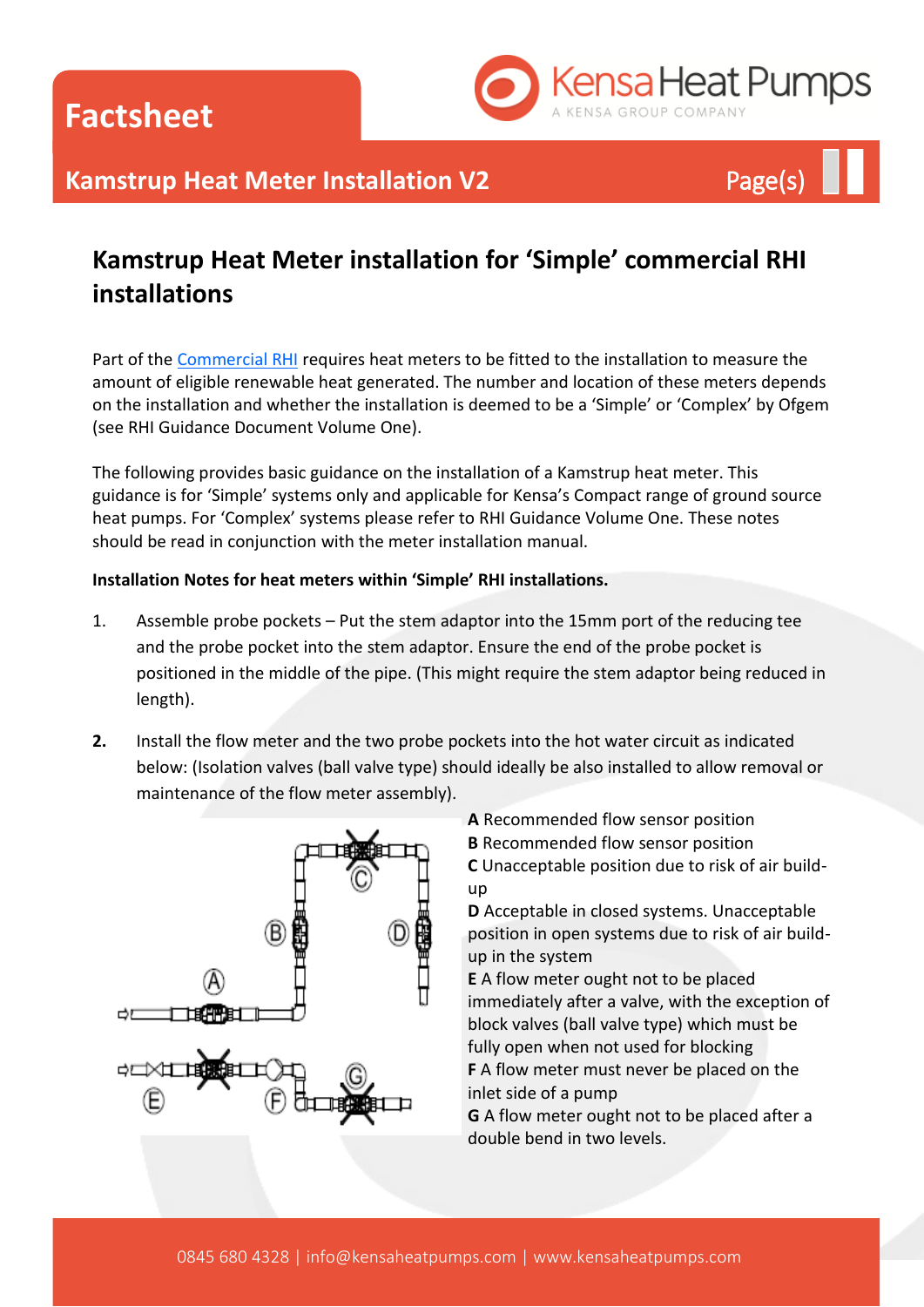Factsheet

## Kamstrup Heat Meter Installation V2

# Kamstrup Heat Meter installation for 'Simple' commercial RHI installations

Part of the Commercial RHI requires heat meters to be fitted to the installation to measure the amount of eligible renewable heat generated. The number and location of these meters depends on the installation and whether the installation is deemed to be a 'Simple' or 'Complex' by Ofgem (see RHI Guidance Document Volume One).

The following provides basic guidance on the installation of a Kamstrup heat meter. This guidance is for 'Simple' systems only and applicable for Kensa's Compact range of ground source heat pumps. For 'Complex' systems please refer to RHI Guidance Volume One. These notes should be read in conjunction with the meter installation manual.

**Installation Notes for heat meters within 'Simple' RHI installations.**

1. Assemble probe pockets – Put the stem adaptor into the 15mm port of the reducing tee and the probe pocket into the stem adaptor. Ensure the end of the probe pocket is positioned in the middle of the pipe. (This might require the stem adaptor being reduced in length).

2. Install the flow meter and the two probe pockets into the hot water circuit as indicated below: (Isolation valves (ball valve type) should ideally be also installed to allow removal or maintenance of the flow meter assembly).

**A** Recommended flow sensor position
**B** Recommended flow sensor position
**C** Unacceptable position due to risk of air build-up
**D** Acceptable in closed systems. Unacceptable position in open systems due to risk of air build-up in the system
**E** A flow meter ought not to be placed immediately after a valve, with the exception of block valves (ball valve type) which must be fully open when not used for blocking
**F** A flow meter must never be placed on the inlet side of a pump
**G** A flow meter ought not to be placed after a double bend in two levels.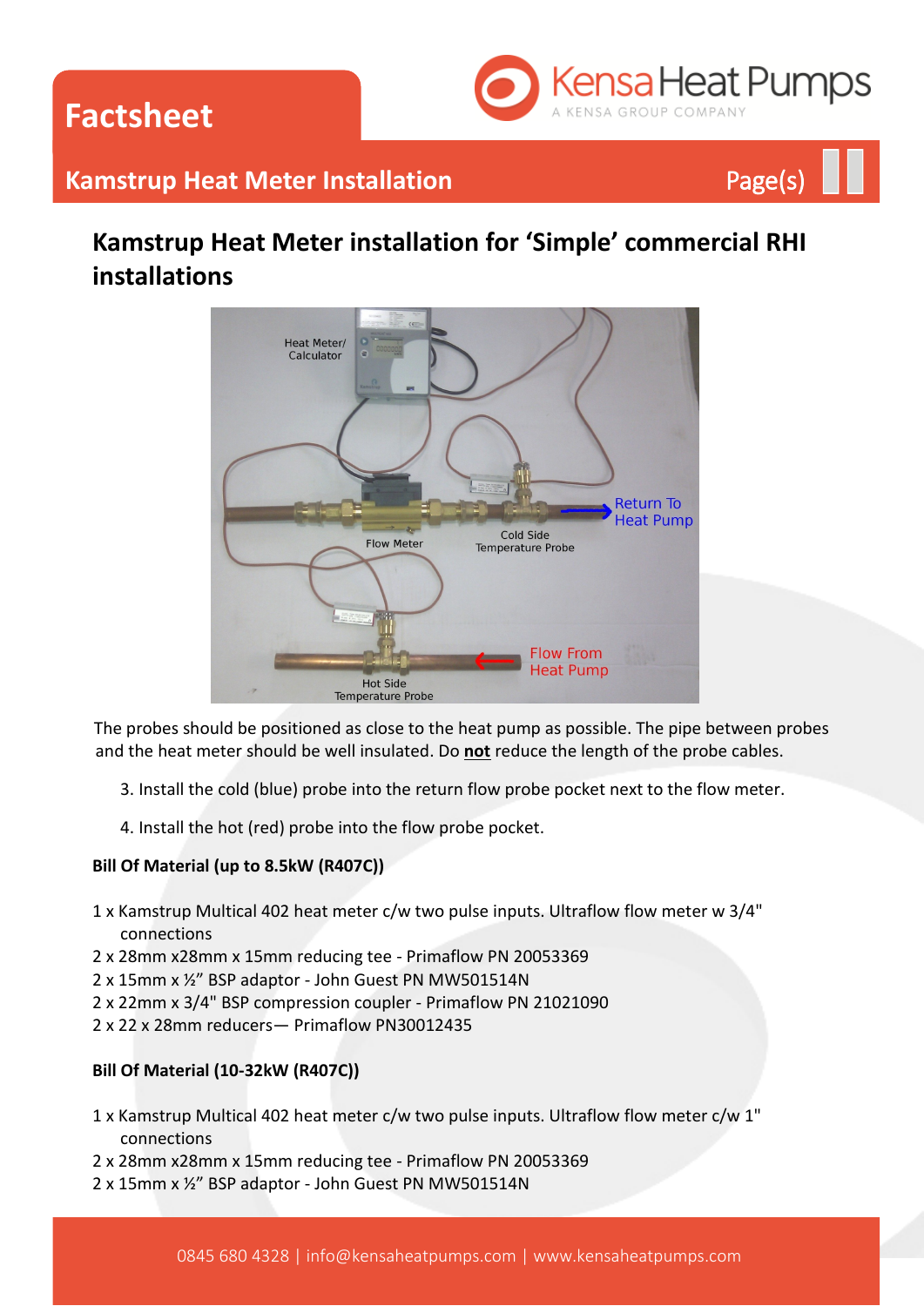# Factsheet

## Kamstrup Heat Meter Installation

## Kamstrup Heat Meter installation for 'Simple' commercial RHI installations

Heat Meter/ Calculator

Flow Meter

Cold Side Temperature Probe

Return To Heat Pump

Hot Side Temperature Probe

Flow From Heat Pump

The probes should be positioned as close to the heat pump as possible. The pipe between probes and the heat meter should be well insulated. Do **not** reduce the length of the probe cables.

3. Install the cold (blue) probe into the return flow probe pocket next to the flow meter.

4. Install the hot (red) probe into the flow probe pocket.

**Bill Of Material (up to 8.5kW (R407C))**

1 x Kamstrup Multical 402 heat meter c/w two pulse inputs. Ultraflow flow meter w 3/4" connections
2 x 28mm x28mm x 15mm reducing tee - Primaflow PN 20053369
2 x 15mm x ½" BSP adaptor - John Guest PN MW501514N
2 x 22mm x 3/4" BSP compression coupler - Primaflow PN 21021090
2 x 22 x 28mm reducers— Primaflow PN30012435

**Bill Of Material (10-32kW (R407C))**

1 x Kamstrup Multical 402 heat meter c/w two pulse inputs. Ultraflow flow meter c/w 1" connections
2 x 28mm x28mm x 15mm reducing tee - Primaflow PN 20053369
2 x 15mm x ½" BSP adaptor - John Guest PN MW501514N